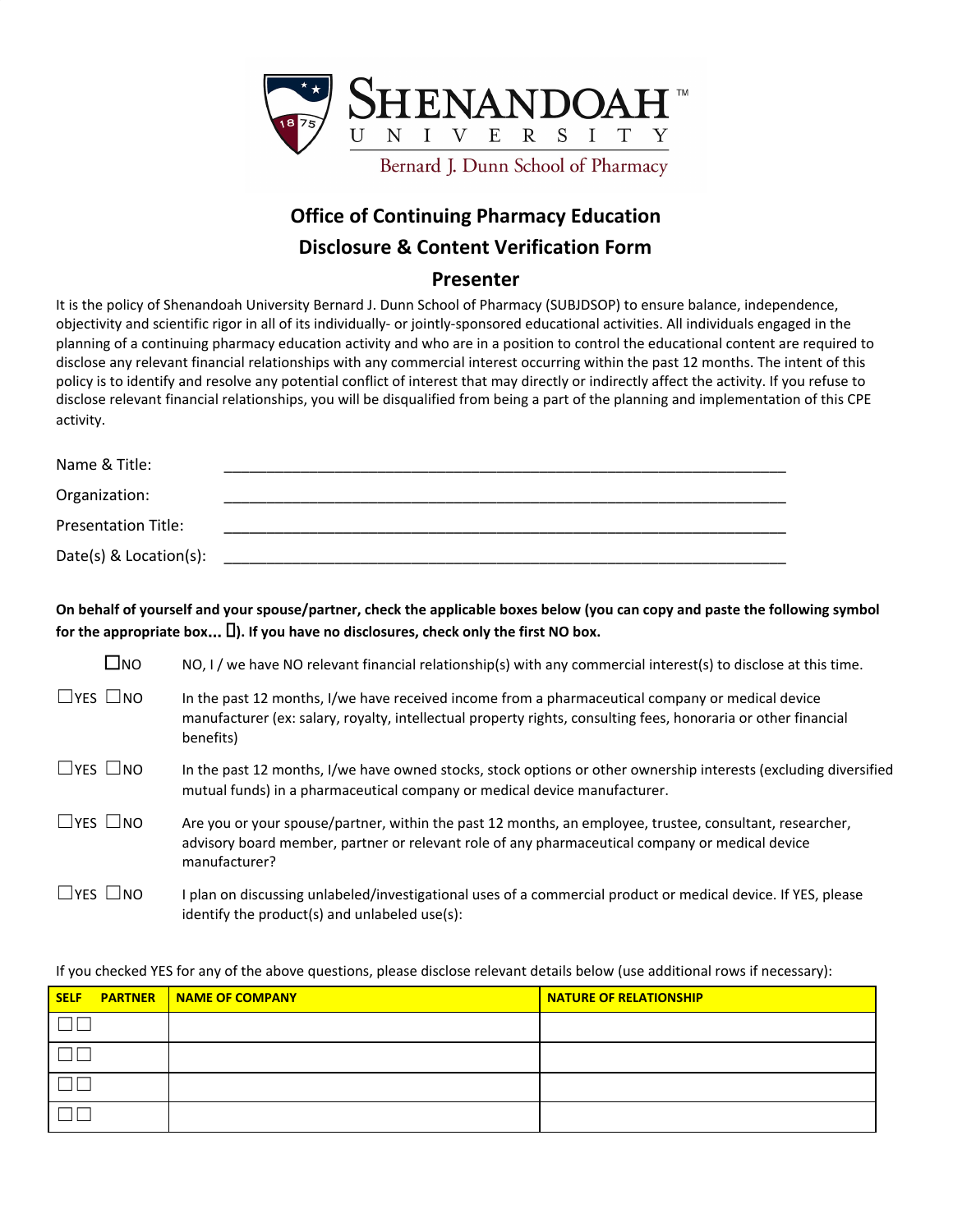# Shenandoah University

Bernard J. Dunn School of Pharmacy

## Office of Continuing Pharmacy Education

## Disclosure & Content Verification Form

## Presenter

It is the policy of Shenandoah University Bernard J. Dunn School of Pharmacy (SUBJDSOP) to ensure balance, independence, objectivity and scientific rigor in all of its individually- or jointly-sponsored educational activities. All individuals engaged in the planning of a continuing pharmacy education activity and who are in a position to control the educational content are required to disclose any relevant financial relationships with any commercial interest occurring within the past 12 months. The intent of this policy is to identify and resolve any potential conflict of interest that may directly or indirectly affect the activity. If you refuse to disclose relevant financial relationships, you will be disqualified from being a part of the planning and implementation of this CPE activity.

Name & Title: ________________________________________________________________

Organization: ________________________________________________________________

Presentation Title: ________________________________________________________________

Date(s) & Location(s): ________________________________________________________________

**On behalf of yourself and your spouse/partner, check the applicable boxes below (you can copy and paste the following symbol for the appropriate box... ). If you have no disclosures, check only the first NO box.**

☐NO NO, I / we have NO relevant financial relationship(s) with any commercial interest(s) to disclose at this time.

☐YES ☐NO In the past 12 months, I/we have received income from a pharmaceutical company or medical device manufacturer (ex: salary, royalty, intellectual property rights, consulting fees, honoraria or other financial benefits)

☐YES ☐NO In the past 12 months, I/we have owned stocks, stock options or other ownership interests (excluding diversified mutual funds) in a pharmaceutical company or medical device manufacturer.

☐YES ☐NO Are you or your spouse/partner, within the past 12 months, an employee, trustee, consultant, researcher, advisory board member, partner or relevant role of any pharmaceutical company or medical device manufacturer?

☐YES ☐NO I plan on discussing unlabeled/investigational uses of a commercial product or medical device. If YES, please identify the product(s) and unlabeled use(s):

If you checked YES for any of the above questions, please disclose relevant details below (use additional rows if necessary):

| SELF PARTNER | NAME OF COMPANY | NATURE OF RELATIONSHIP |
|---|---|---|
| ☐☐ | | |
| ☐☐ | | |
| ☐☐ | | |
| ☐☐ | | |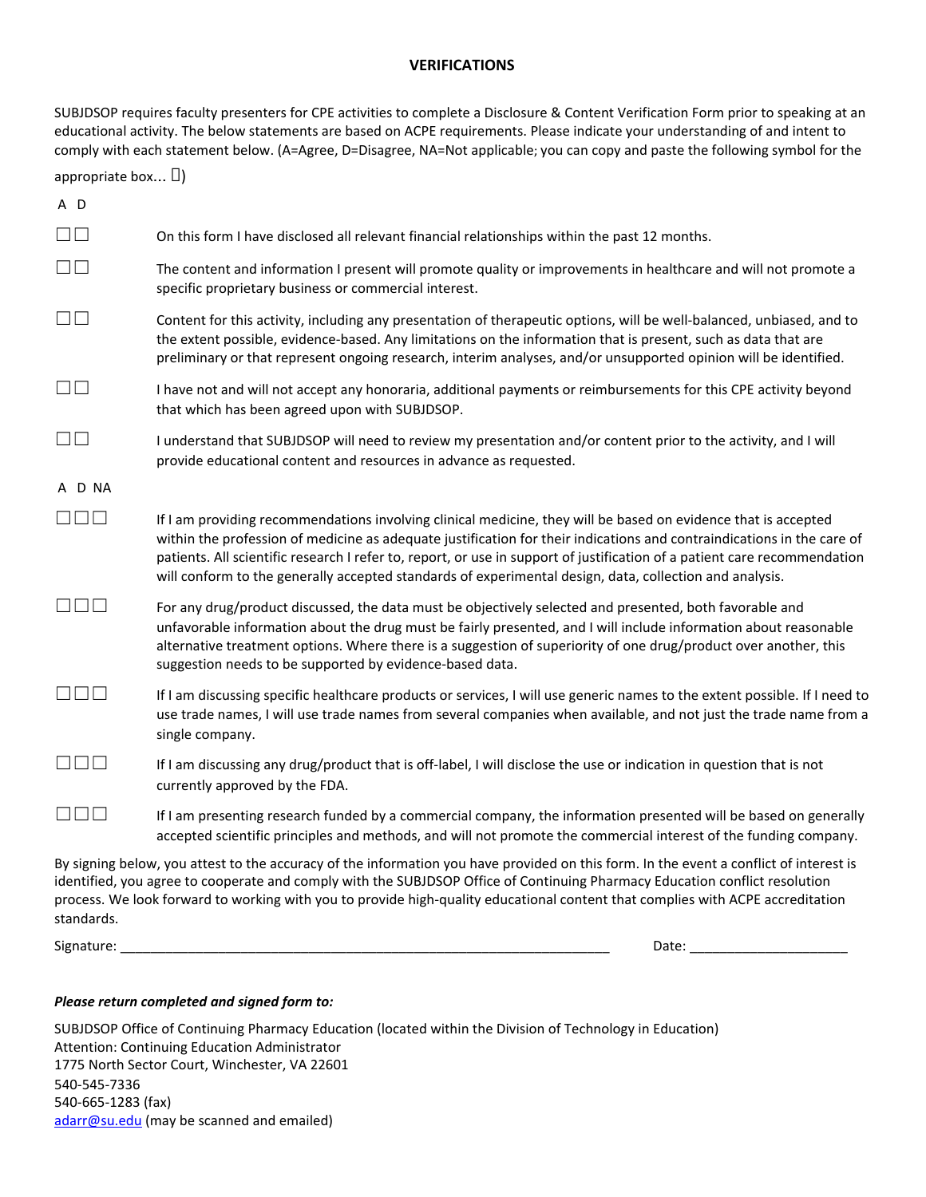## VERIFICATIONS

SUBJDSOP requires faculty presenters for CPE activities to complete a Disclosure & Content Verification Form prior to speaking at an educational activity. The below statements are based on ACPE requirements. Please indicate your understanding of and intent to comply with each statement below. (A=Agree, D=Disagree, NA=Not applicable; you can copy and paste the following symbol for the appropriate box… )

| A | D | |
|---|---|---|
| ☐ | ☐ | On this form I have disclosed all relevant financial relationships within the past 12 months. |
| ☐ | ☐ | The content and information I present will promote quality or improvements in healthcare and will not promote a specific proprietary business or commercial interest. |
| ☐ | ☐ | Content for this activity, including any presentation of therapeutic options, will be well-balanced, unbiased, and to the extent possible, evidence-based. Any limitations on the information that is present, such as data that are preliminary or that represent ongoing research, interim analyses, and/or unsupported opinion will be identified. |
| ☐ | ☐ | I have not and will not accept any honoraria, additional payments or reimbursements for this CPE activity beyond that which has been agreed upon with SUBJDSOP. |
| ☐ | ☐ | I understand that SUBJDSOP will need to review my presentation and/or content prior to the activity, and I will provide educational content and resources in advance as requested. |

| A | D | NA | |
|---|---|---|---|
| ☐ | ☐ | ☐ | If I am providing recommendations involving clinical medicine, they will be based on evidence that is accepted within the profession of medicine as adequate justification for their indications and contraindications in the care of patients. All scientific research I refer to, report, or use in support of justification of a patient care recommendation will conform to the generally accepted standards of experimental design, data, collection and analysis. |
| ☐ | ☐ | ☐ | For any drug/product discussed, the data must be objectively selected and presented, both favorable and unfavorable information about the drug must be fairly presented, and I will include information about reasonable alternative treatment options. Where there is a suggestion of superiority of one drug/product over another, this suggestion needs to be supported by evidence-based data. |
| ☐ | ☐ | ☐ | If I am discussing specific healthcare products or services, I will use generic names to the extent possible. If I need to use trade names, I will use trade names from several companies when available, and not just the trade name from a single company. |
| ☐ | ☐ | ☐ | If I am discussing any drug/product that is off-label, I will disclose the use or indication in question that is not currently approved by the FDA. |
| ☐ | ☐ | ☐ | If I am presenting research funded by a commercial company, the information presented will be based on generally accepted scientific principles and methods, and will not promote the commercial interest of the funding company. |

By signing below, you attest to the accuracy of the information you have provided on this form. In the event a conflict of interest is identified, you agree to cooperate and comply with the SUBJDSOP Office of Continuing Pharmacy Education conflict resolution process. We look forward to working with you to provide high-quality educational content that complies with ACPE accreditation standards.

Signature: ___________________________________________________________________ Date: _____________________

***Please return completed and signed form to:***

SUBJDSOP Office of Continuing Pharmacy Education (located within the Division of Technology in Education)
Attention: Continuing Education Administrator
1775 North Sector Court, Winchester, VA 22601
540-545-7336
540-665-1283 (fax)
adarr@su.edu (may be scanned and emailed)